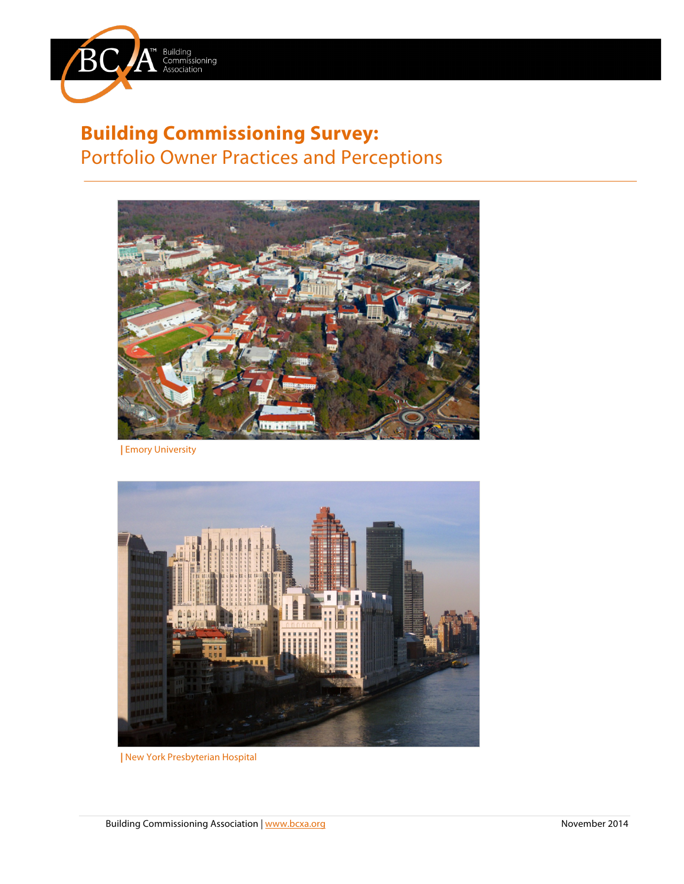BCxA™ Building Commissioning Association

# Building Commissioning Survey:
## Portfolio Owner Practices and Perceptions

| Emory University

| New York Presbyterian Hospital

Building Commissioning Association | www.bcxa.org November 2014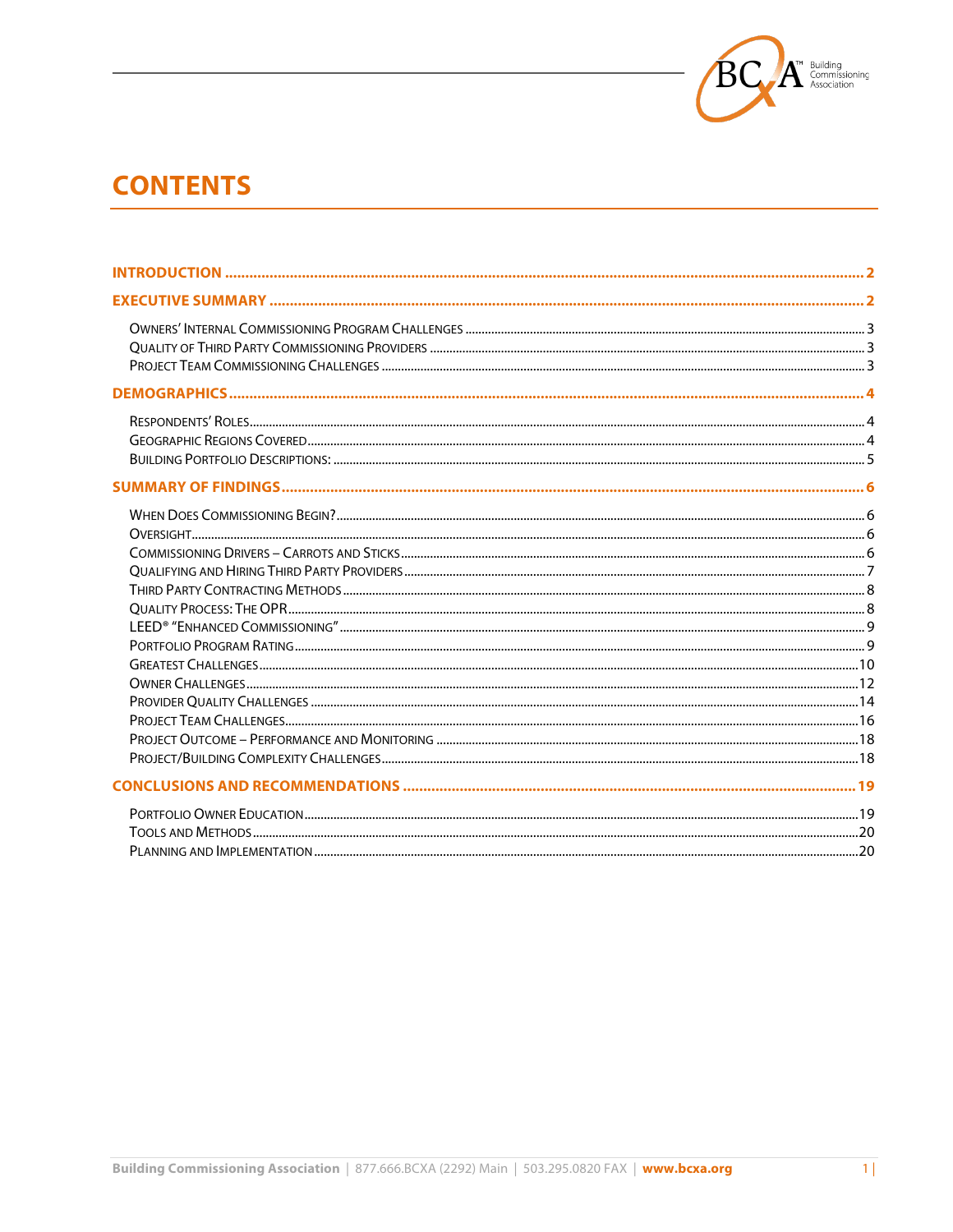# CONTENTS

**INTRODUCTION** .......... 2

**EXECUTIVE SUMMARY** .......... 2

- Owners' Internal Commissioning Program Challenges .......... 3
- Quality of Third Party Commissioning Providers .......... 3
- Project Team Commissioning Challenges .......... 3

**DEMOGRAPHICS** .......... 4

- Respondents' Roles .......... 4
- Geographic Regions Covered .......... 4
- Building Portfolio Descriptions: .......... 5

**SUMMARY OF FINDINGS** .......... 6

- When Does Commissioning Begin? .......... 6
- Oversight .......... 6
- Commissioning Drivers – Carrots and Sticks .......... 6
- Qualifying and Hiring Third Party Providers .......... 7
- Third Party Contracting Methods .......... 8
- Quality Process: The OPR .......... 8
- LEED® "Enhanced Commissioning" .......... 9
- Portfolio Program Rating .......... 9
- Greatest Challenges .......... 10
- Owner Challenges .......... 12
- Provider Quality Challenges .......... 14
- Project Team Challenges .......... 16
- Project Outcome – Performance and Monitoring .......... 18
- Project/Building Complexity Challenges .......... 18

**CONCLUSIONS AND RECOMMENDATIONS** .......... 19

- Portfolio Owner Education .......... 19
- Tools and Methods .......... 20
- Planning and Implementation .......... 20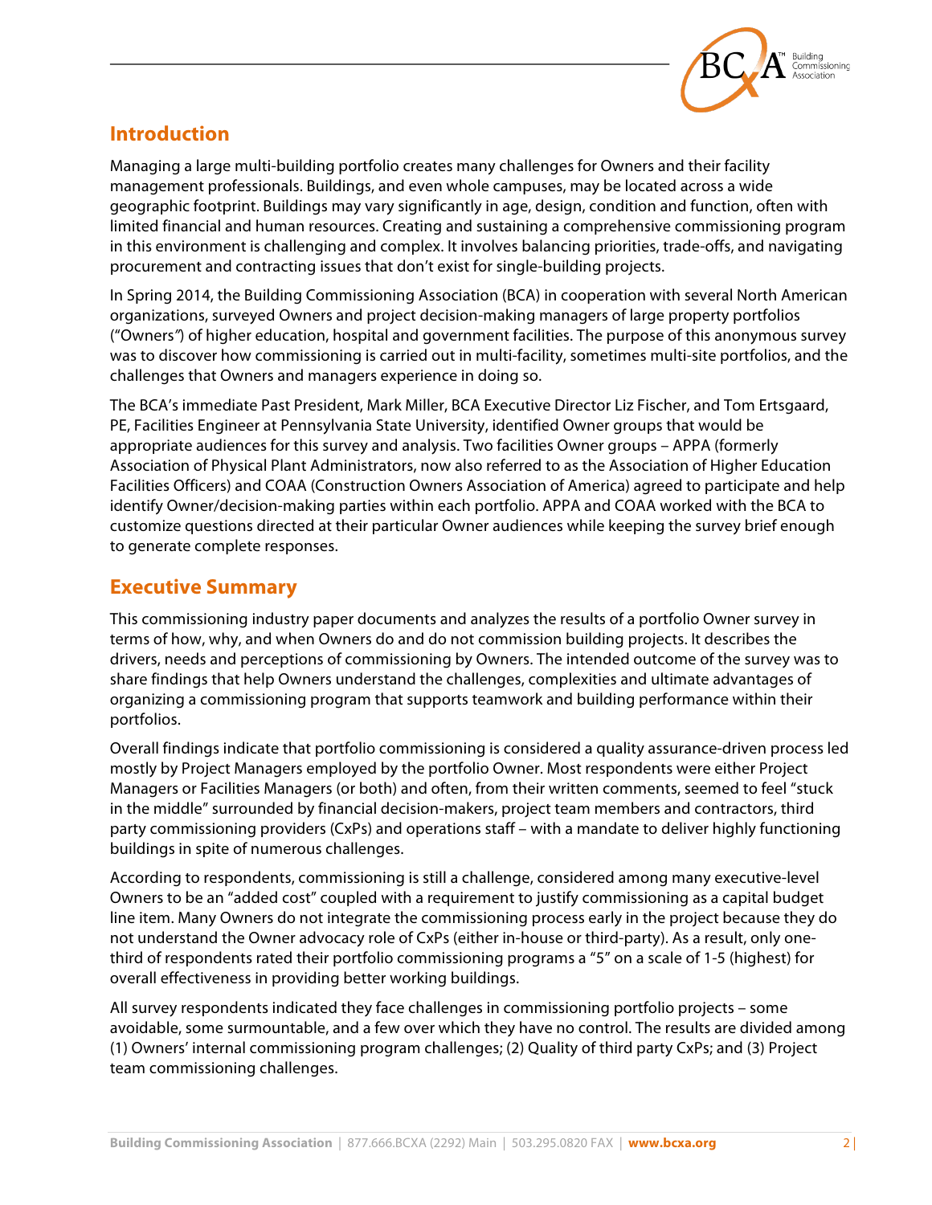## Introduction

Managing a large multi-building portfolio creates many challenges for Owners and their facility management professionals. Buildings, and even whole campuses, may be located across a wide geographic footprint. Buildings may vary significantly in age, design, condition and function, often with limited financial and human resources. Creating and sustaining a comprehensive commissioning program in this environment is challenging and complex. It involves balancing priorities, trade-offs, and navigating procurement and contracting issues that don't exist for single-building projects.

In Spring 2014, the Building Commissioning Association (BCA) in cooperation with several North American organizations, surveyed Owners and project decision-making managers of large property portfolios ("Owners") of higher education, hospital and government facilities. The purpose of this anonymous survey was to discover how commissioning is carried out in multi-facility, sometimes multi-site portfolios, and the challenges that Owners and managers experience in doing so.

The BCA's immediate Past President, Mark Miller, BCA Executive Director Liz Fischer, and Tom Ertsgaard, PE, Facilities Engineer at Pennsylvania State University, identified Owner groups that would be appropriate audiences for this survey and analysis. Two facilities Owner groups – APPA (formerly Association of Physical Plant Administrators, now also referred to as the Association of Higher Education Facilities Officers) and COAA (Construction Owners Association of America) agreed to participate and help identify Owner/decision-making parties within each portfolio. APPA and COAA worked with the BCA to customize questions directed at their particular Owner audiences while keeping the survey brief enough to generate complete responses.

## Executive Summary

This commissioning industry paper documents and analyzes the results of a portfolio Owner survey in terms of how, why, and when Owners do and do not commission building projects. It describes the drivers, needs and perceptions of commissioning by Owners. The intended outcome of the survey was to share findings that help Owners understand the challenges, complexities and ultimate advantages of organizing a commissioning program that supports teamwork and building performance within their portfolios.

Overall findings indicate that portfolio commissioning is considered a quality assurance-driven process led mostly by Project Managers employed by the portfolio Owner. Most respondents were either Project Managers or Facilities Managers (or both) and often, from their written comments, seemed to feel "stuck in the middle" surrounded by financial decision-makers, project team members and contractors, third party commissioning providers (CxPs) and operations staff – with a mandate to deliver highly functioning buildings in spite of numerous challenges.

According to respondents, commissioning is still a challenge, considered among many executive-level Owners to be an "added cost" coupled with a requirement to justify commissioning as a capital budget line item. Many Owners do not integrate the commissioning process early in the project because they do not understand the Owner advocacy role of CxPs (either in-house or third-party). As a result, only one-third of respondents rated their portfolio commissioning programs a "5" on a scale of 1-5 (highest) for overall effectiveness in providing better working buildings.

All survey respondents indicated they face challenges in commissioning portfolio projects – some avoidable, some surmountable, and a few over which they have no control. The results are divided among (1) Owners' internal commissioning program challenges; (2) Quality of third party CxPs; and (3) Project team commissioning challenges.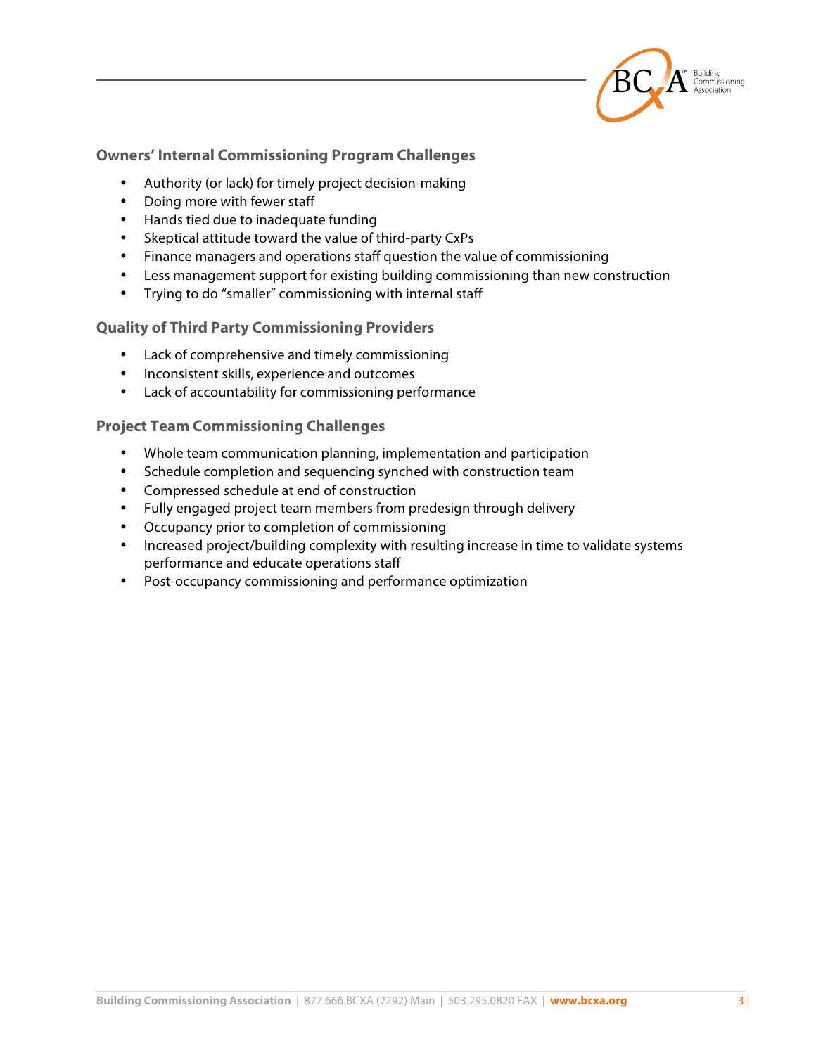### Owners' Internal Commissioning Program Challenges

- Authority (or lack) for timely project decision-making
- Doing more with fewer staff
- Hands tied due to inadequate funding
- Skeptical attitude toward the value of third-party CxPs
- Finance managers and operations staff question the value of commissioning
- Less management support for existing building commissioning than new construction
- Trying to do "smaller" commissioning with internal staff

### Quality of Third Party Commissioning Providers

- Lack of comprehensive and timely commissioning
- Inconsistent skills, experience and outcomes
- Lack of accountability for commissioning performance

### Project Team Commissioning Challenges

- Whole team communication planning, implementation and participation
- Schedule completion and sequencing synched with construction team
- Compressed schedule at end of construction
- Fully engaged project team members from predesign through delivery
- Occupancy prior to completion of commissioning
- Increased project/building complexity with resulting increase in time to validate systems performance and educate operations staff
- Post-occupancy commissioning and performance optimization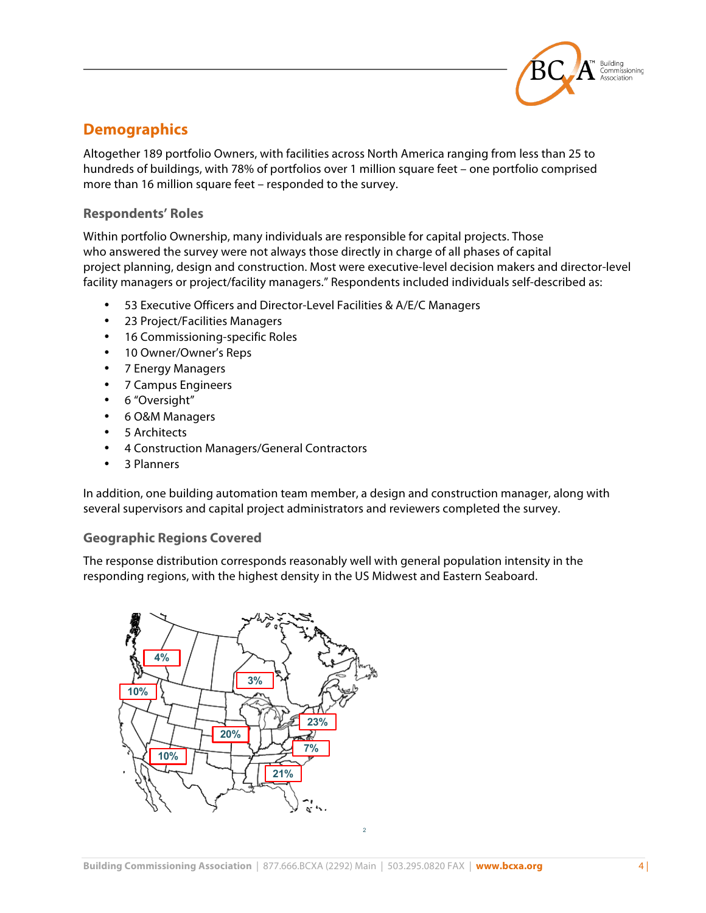## Demographics

Altogether 189 portfolio Owners, with facilities across North America ranging from less than 25 to hundreds of buildings, with 78% of portfolios over 1 million square feet – one portfolio comprised more than 16 million square feet – responded to the survey.

### Respondents' Roles

Within portfolio Ownership, many individuals are responsible for capital projects. Those who answered the survey were not always those directly in charge of all phases of capital project planning, design and construction. Most were executive-level decision makers and director-level facility managers or project/facility managers." Respondents included individuals self-described as:

- 53 Executive Officers and Director-Level Facilities & A/E/C Managers
- 23 Project/Facilities Managers
- 16 Commissioning-specific Roles
- 10 Owner/Owner's Reps
- 7 Energy Managers
- 7 Campus Engineers
- 6 "Oversight"
- 6 O&M Managers
- 5 Architects
- 4 Construction Managers/General Contractors
- 3 Planners

In addition, one building automation team member, a design and construction manager, along with several supervisors and capital project administrators and reviewers completed the survey.

### Geographic Regions Covered

The response distribution corresponds reasonably well with general population intensity in the responding regions, with the highest density in the US Midwest and Eastern Seaboard.

4% 10% 3% 20% 23% 7% 10% 21%

2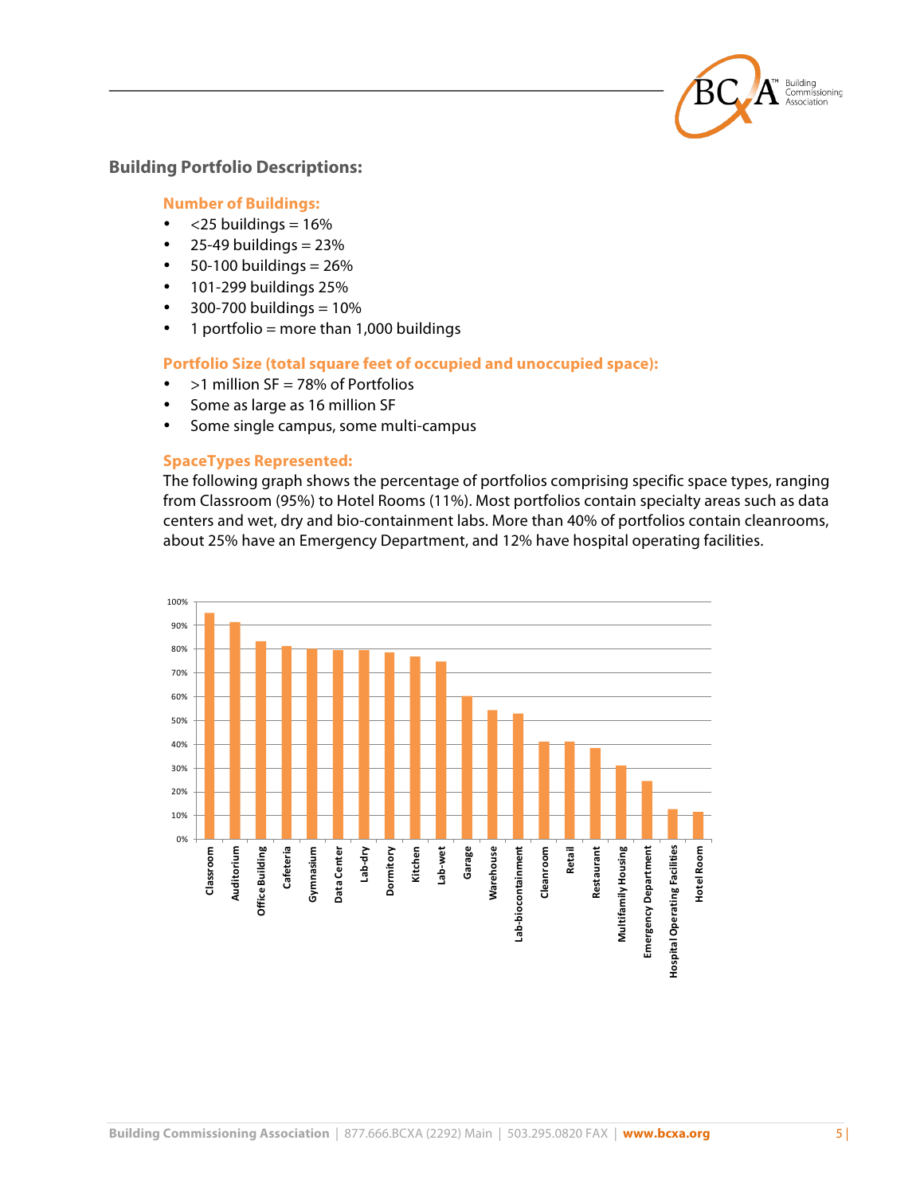## Building Portfolio Descriptions:

### Number of Buildings:

- <25 buildings = 16%
- 25-49 buildings = 23%
- 50-100 buildings = 26%
- 101-299 buildings 25%
- 300-700 buildings = 10%
- 1 portfolio = more than 1,000 buildings

### Portfolio Size (total square feet of occupied and unoccupied space):

- >1 million SF = 78% of Portfolios
- Some as large as 16 million SF
- Some single campus, some multi-campus

### SpaceTypes Represented:

The following graph shows the percentage of portfolios comprising specific space types, ranging from Classroom (95%) to Hotel Rooms (11%). Most portfolios contain specialty areas such as data centers and wet, dry and bio-containment labs. More than 40% of portfolios contain cleanrooms, about 25% have an Emergency Department, and 12% have hospital operating facilities.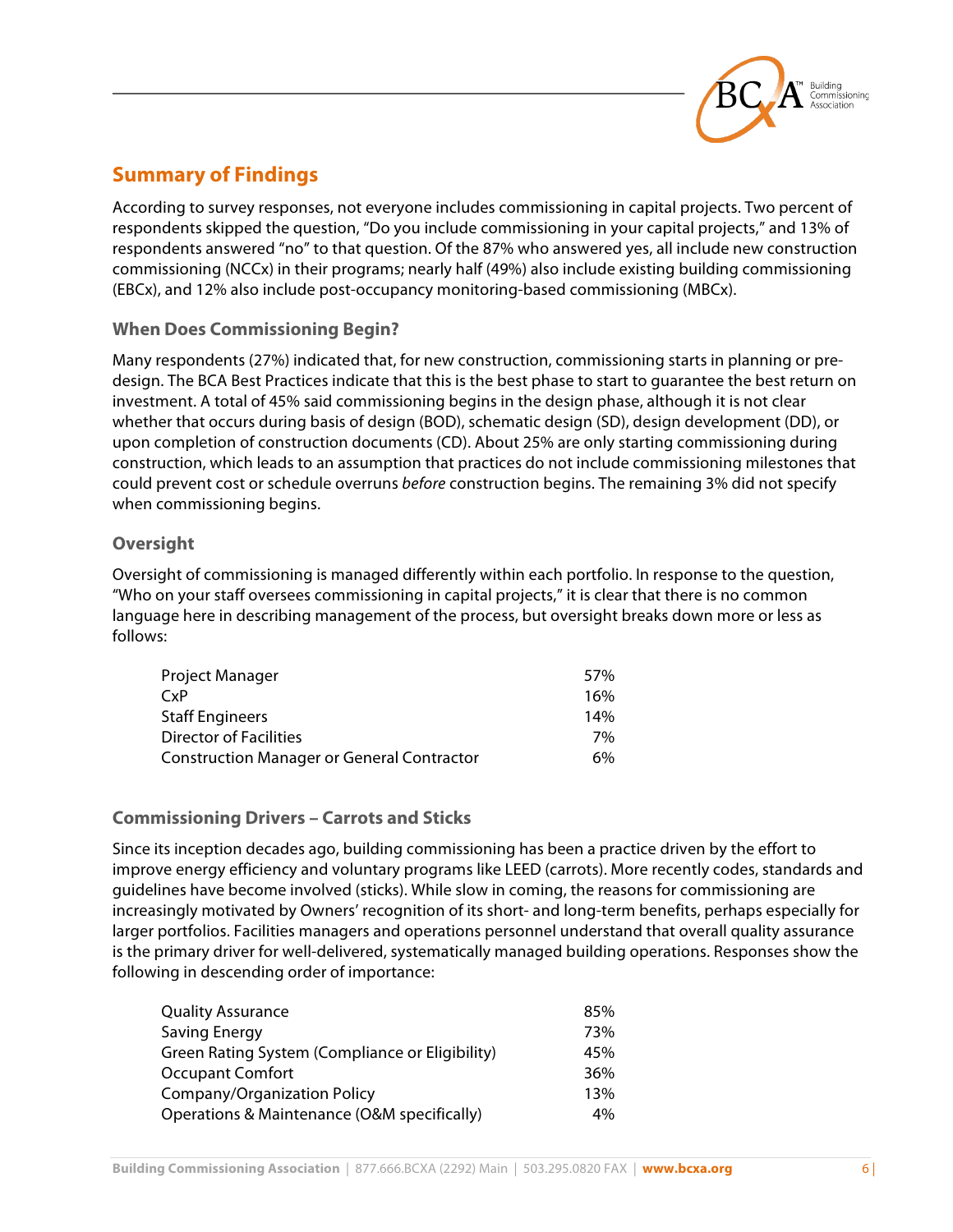## Summary of Findings

According to survey responses, not everyone includes commissioning in capital projects. Two percent of respondents skipped the question, "Do you include commissioning in your capital projects," and 13% of respondents answered "no" to that question. Of the 87% who answered yes, all include new construction commissioning (NCCx) in their programs; nearly half (49%) also include existing building commissioning (EBCx), and 12% also include post-occupancy monitoring-based commissioning (MBCx).

### When Does Commissioning Begin?

Many respondents (27%) indicated that, for new construction, commissioning starts in planning or pre-design. The BCA Best Practices indicate that this is the best phase to start to guarantee the best return on investment. A total of 45% said commissioning begins in the design phase, although it is not clear whether that occurs during basis of design (BOD), schematic design (SD), design development (DD), or upon completion of construction documents (CD). About 25% are only starting commissioning during construction, which leads to an assumption that practices do not include commissioning milestones that could prevent cost or schedule overruns *before* construction begins. The remaining 3% did not specify when commissioning begins.

### Oversight

Oversight of commissioning is managed differently within each portfolio. In response to the question, "Who on your staff oversees commissioning in capital projects," it is clear that there is no common language here in describing management of the process, but oversight breaks down more or less as follows:

| | |
|---|---|
| Project Manager | 57% |
| CxP | 16% |
| Staff Engineers | 14% |
| Director of Facilities | 7% |
| Construction Manager or General Contractor | 6% |

### Commissioning Drivers – Carrots and Sticks

Since its inception decades ago, building commissioning has been a practice driven by the effort to improve energy efficiency and voluntary programs like LEED (carrots). More recently codes, standards and guidelines have become involved (sticks). While slow in coming, the reasons for commissioning are increasingly motivated by Owners' recognition of its short- and long-term benefits, perhaps especially for larger portfolios. Facilities managers and operations personnel understand that overall quality assurance is the primary driver for well-delivered, systematically managed building operations. Responses show the following in descending order of importance:

| | |
|---|---|
| Quality Assurance | 85% |
| Saving Energy | 73% |
| Green Rating System (Compliance or Eligibility) | 45% |
| Occupant Comfort | 36% |
| Company/Organization Policy | 13% |
| Operations & Maintenance (O&M specifically) | 4% |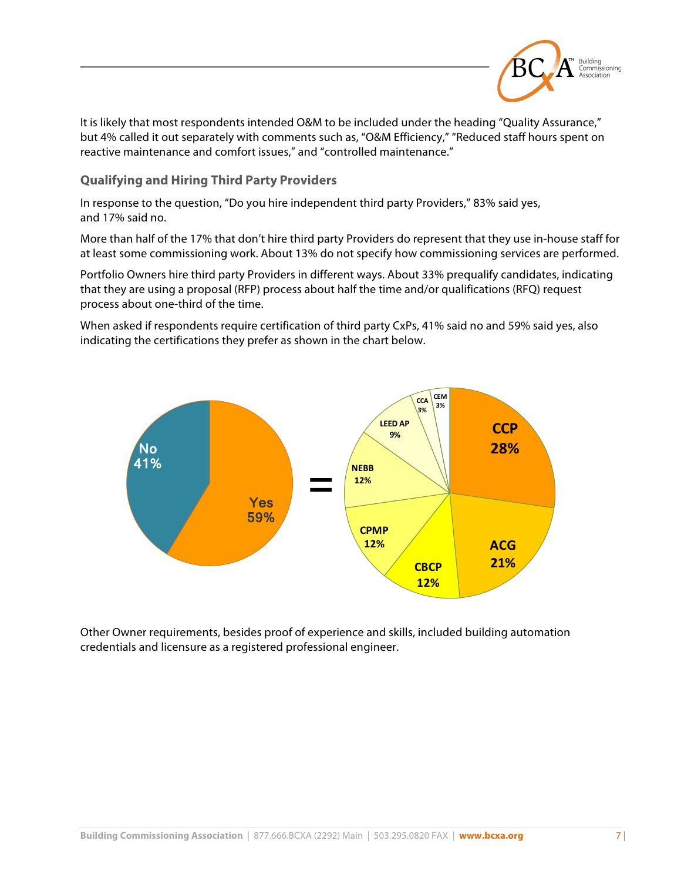It is likely that most respondents intended O&M to be included under the heading "Quality Assurance," but 4% called it out separately with comments such as, "O&M Efficiency," "Reduced staff hours spent on reactive maintenance and comfort issues," and "controlled maintenance."

### Qualifying and Hiring Third Party Providers

In response to the question, "Do you hire independent third party Providers," 83% said yes, and 17% said no.

More than half of the 17% that don't hire third party Providers do represent that they use in-house staff for at least some commissioning work. About 13% do not specify how commissioning services are performed.

Portfolio Owners hire third party Providers in different ways. About 33% prequalify candidates, indicating that they are using a proposal (RFP) process about half the time and/or qualifications (RFQ) request process about one-third of the time.

When asked if respondents require certification of third party CxPs, 41% said no and 59% said yes, also indicating the certifications they prefer as shown in the chart below.

| Require certification | % |
|---|---|
| No | 41% |
| Yes | 59% |

| Preferred certification | % |
|---|---|
| CCP | 28% |
| ACG | 21% |
| CBCP | 12% |
| CPMP | 12% |
| NEBB | 12% |
| LEED AP | 9% |
| CCA | 3% |
| CEM | 3% |

Other Owner requirements, besides proof of experience and skills, included building automation credentials and licensure as a registered professional engineer.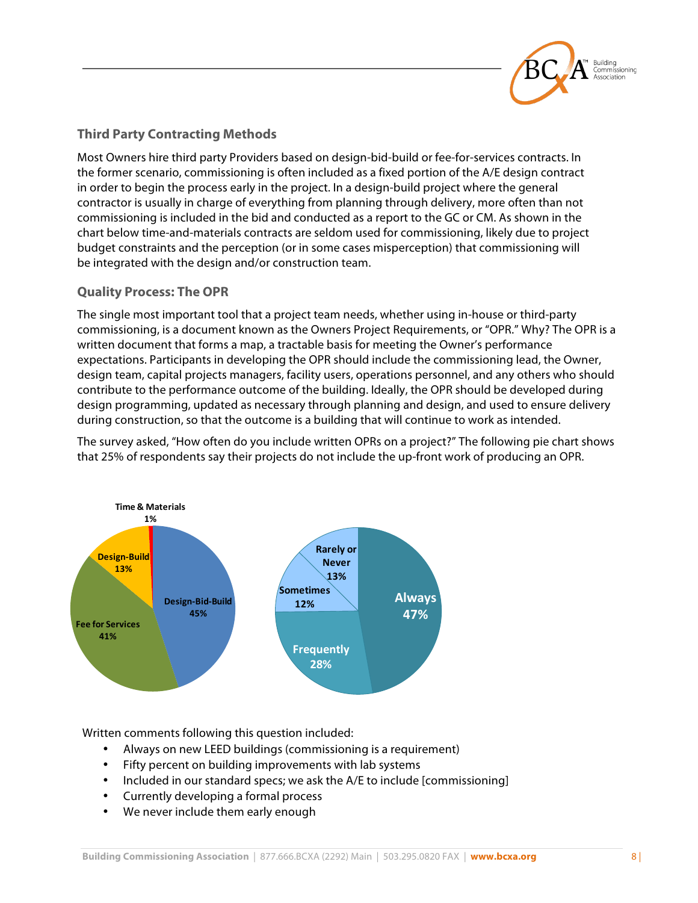### Third Party Contracting Methods

Most Owners hire third party Providers based on design-bid-build or fee-for-services contracts. In the former scenario, commissioning is often included as a fixed portion of the A/E design contract in order to begin the process early in the project. In a design-build project where the general contractor is usually in charge of everything from planning through delivery, more often than not commissioning is included in the bid and conducted as a report to the GC or CM. As shown in the chart below time-and-materials contracts are seldom used for commissioning, likely due to project budget constraints and the perception (or in some cases misperception) that commissioning will be integrated with the design and/or construction team.

### Quality Process: The OPR

The single most important tool that a project team needs, whether using in-house or third-party commissioning, is a document known as the Owners Project Requirements, or "OPR." Why? The OPR is a written document that forms a map, a tractable basis for meeting the Owner's performance expectations. Participants in developing the OPR should include the commissioning lead, the Owner, design team, capital projects managers, facility users, operations personnel, and any others who should contribute to the performance outcome of the building. Ideally, the OPR should be developed during design programming, updated as necessary through planning and design, and used to ensure delivery during construction, so that the outcome is a building that will continue to work as intended.

The survey asked, "How often do you include written OPRs on a project?" The following pie chart shows that 25% of respondents say their projects do not include the up-front work of producing an OPR.

| Contracting Method | % |
|---|---|
| Design-Bid-Build | 45% |
| Fee for Services | 41% |
| Design-Build | 13% |
| Time & Materials | 1% |

| Written OPRs | % |
|---|---|
| Always | 47% |
| Frequently | 28% |
| Sometimes | 12% |
| Rarely or Never | 13% |

Written comments following this question included:

- Always on new LEED buildings (commissioning is a requirement)
- Fifty percent on building improvements with lab systems
- Included in our standard specs; we ask the A/E to include [commissioning]
- Currently developing a formal process
- We never include them early enough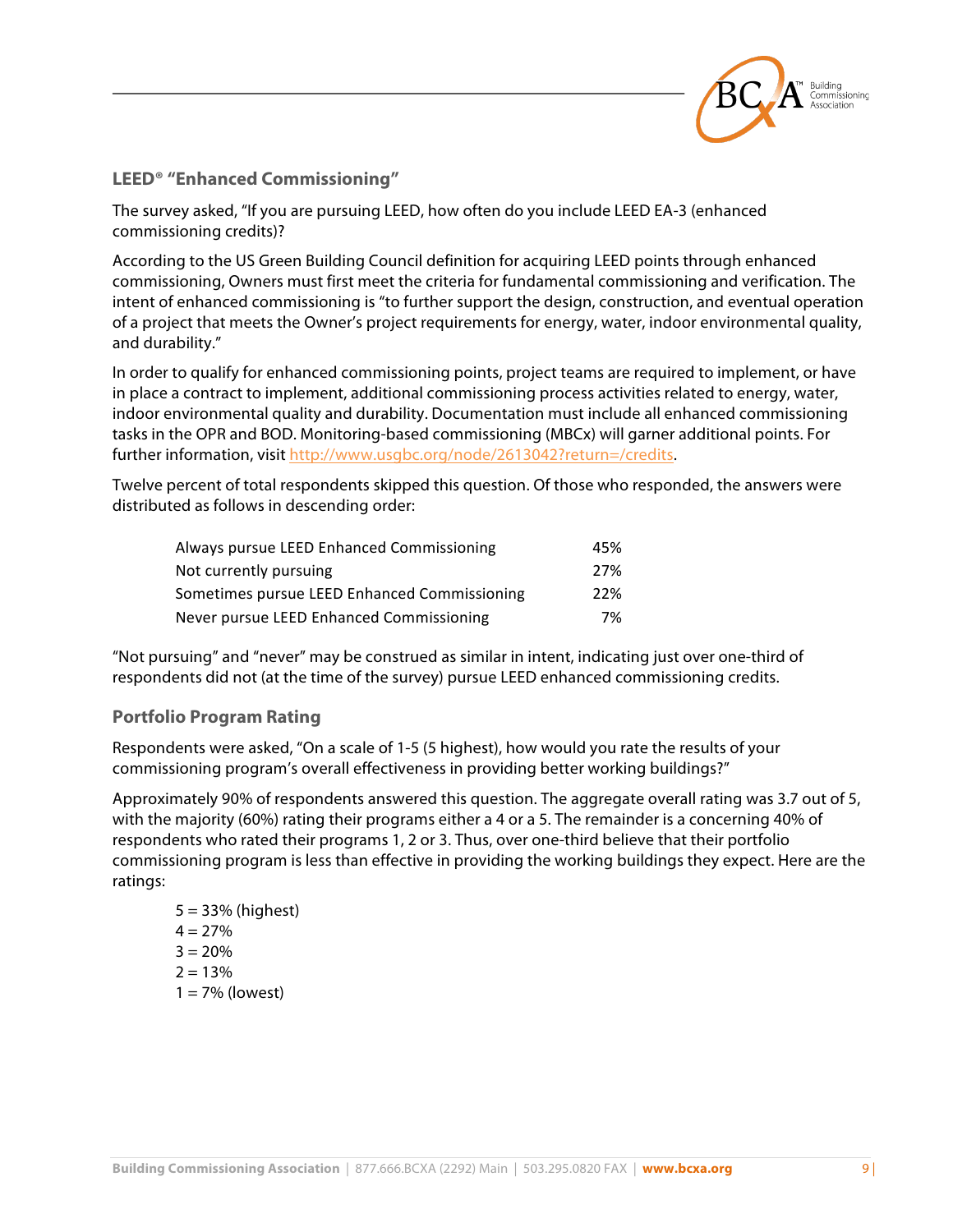## LEED® "Enhanced Commissioning"

The survey asked, "If you are pursuing LEED, how often do you include LEED EA-3 (enhanced commissioning credits)?

According to the US Green Building Council definition for acquiring LEED points through enhanced commissioning, Owners must first meet the criteria for fundamental commissioning and verification. The intent of enhanced commissioning is "to further support the design, construction, and eventual operation of a project that meets the Owner's project requirements for energy, water, indoor environmental quality, and durability."

In order to qualify for enhanced commissioning points, project teams are required to implement, or have in place a contract to implement, additional commissioning process activities related to energy, water, indoor environmental quality and durability. Documentation must include all enhanced commissioning tasks in the OPR and BOD. Monitoring-based commissioning (MBCx) will garner additional points. For further information, visit http://www.usgbc.org/node/2613042?return=/credits.

Twelve percent of total respondents skipped this question. Of those who responded, the answers were distributed as follows in descending order:

| | |
|---|---|
| Always pursue LEED Enhanced Commissioning | 45% |
| Not currently pursuing | 27% |
| Sometimes pursue LEED Enhanced Commissioning | 22% |
| Never pursue LEED Enhanced Commissioning | 7% |

"Not pursuing" and "never" may be construed as similar in intent, indicating just over one-third of respondents did not (at the time of the survey) pursue LEED enhanced commissioning credits.

## Portfolio Program Rating

Respondents were asked, "On a scale of 1-5 (5 highest), how would you rate the results of your commissioning program's overall effectiveness in providing better working buildings?"

Approximately 90% of respondents answered this question. The aggregate overall rating was 3.7 out of 5, with the majority (60%) rating their programs either a 4 or a 5. The remainder is a concerning 40% of respondents who rated their programs 1, 2 or 3. Thus, over one-third believe that their portfolio commissioning program is less than effective in providing the working buildings they expect. Here are the ratings:

5 = 33% (highest)
4 = 27%
3 = 20%
2 = 13%
1 = 7% (lowest)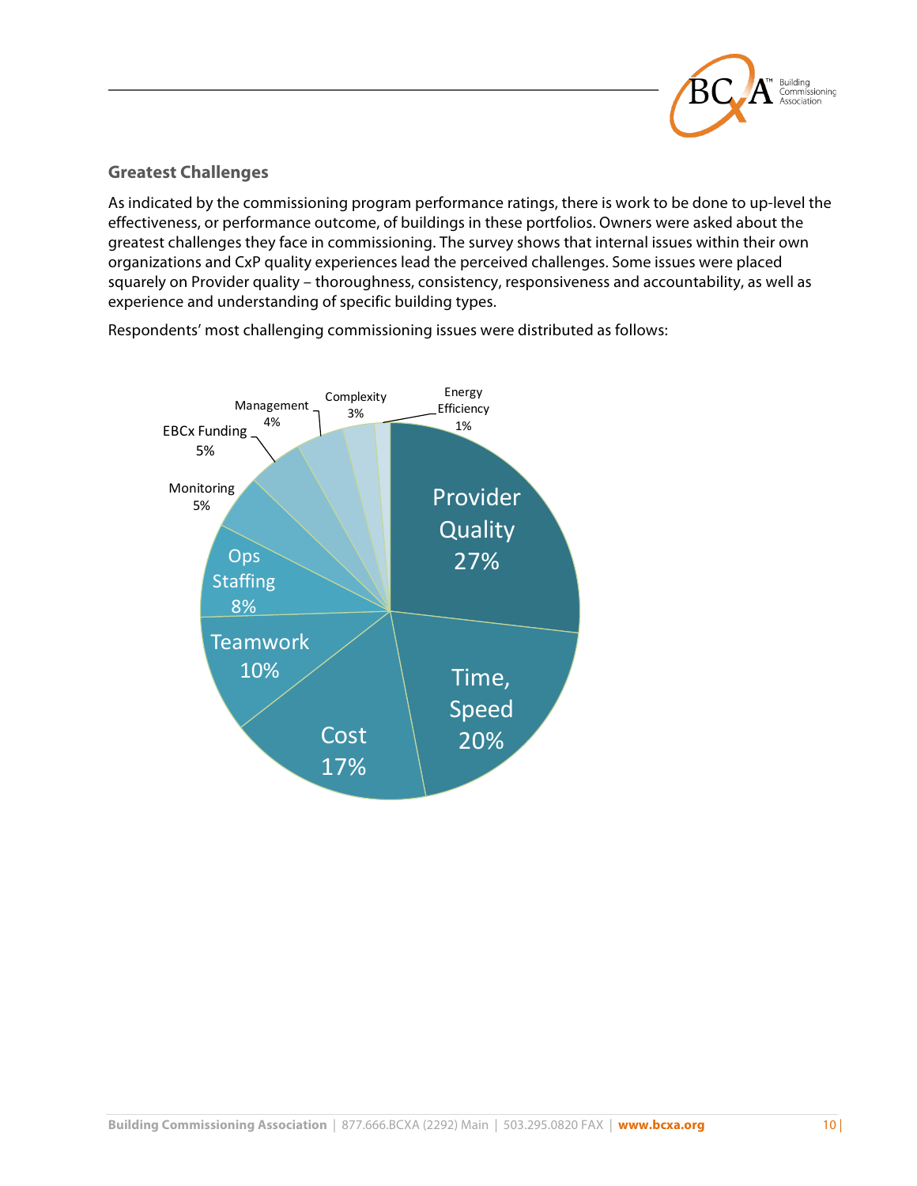## Greatest Challenges

As indicated by the commissioning program performance ratings, there is work to be done to up-level the effectiveness, or performance outcome, of buildings in these portfolios. Owners were asked about the greatest challenges they face in commissioning. The survey shows that internal issues within their own organizations and CxP quality experiences lead the perceived challenges. Some issues were placed squarely on Provider quality – thoroughness, consistency, responsiveness and accountability, as well as experience and understanding of specific building types.

Respondents' most challenging commissioning issues were distributed as follows:

| Challenge | Percentage |
|---|---|
| Provider Quality | 27% |
| Time, Speed | 20% |
| Cost | 17% |
| Teamwork | 10% |
| Ops Staffing | 8% |
| Monitoring | 5% |
| EBCx Funding | 5% |
| Management | 4% |
| Complexity | 3% |
| Energy Efficiency | 1% |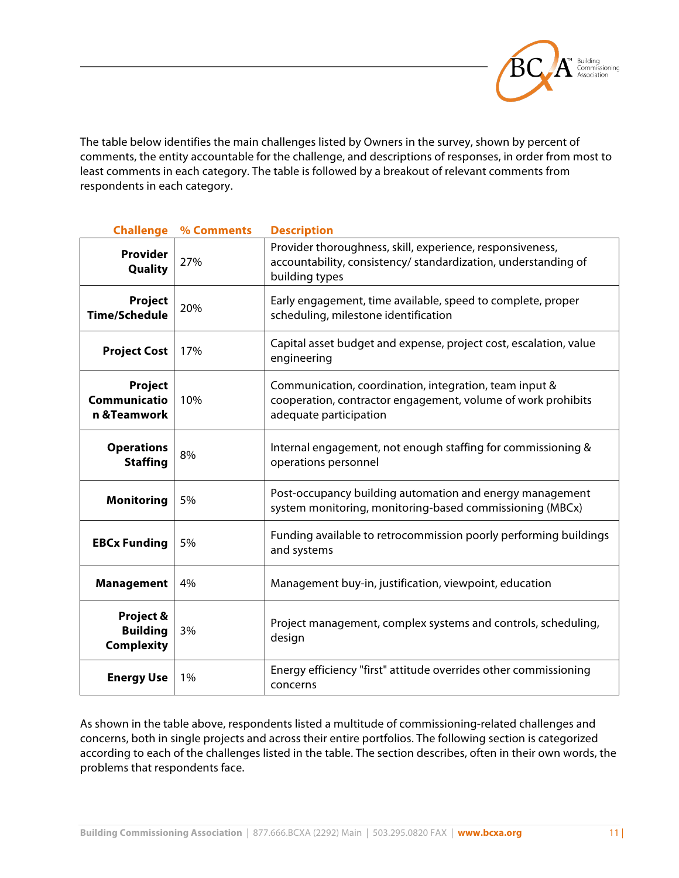The table below identifies the main challenges listed by Owners in the survey, shown by percent of comments, the entity accountable for the challenge, and descriptions of responses, in order from most to least comments in each category. The table is followed by a breakout of relevant comments from respondents in each category.

| Challenge | % Comments | Description |
|---|---|---|
| **Provider Quality** | 27% | Provider thoroughness, skill, experience, responsiveness, accountability, consistency/ standardization, understanding of building types |
| **Project Time/Schedule** | 20% | Early engagement, time available, speed to complete, proper scheduling, milestone identification |
| **Project Cost** | 17% | Capital asset budget and expense, project cost, escalation, value engineering |
| **Project Communication &Teamwork** | 10% | Communication, coordination, integration, team input & cooperation, contractor engagement, volume of work prohibits adequate participation |
| **Operations Staffing** | 8% | Internal engagement, not enough staffing for commissioning & operations personnel |
| **Monitoring** | 5% | Post-occupancy building automation and energy management system monitoring, monitoring-based commissioning (MBCx) |
| **EBCx Funding** | 5% | Funding available to retrocommission poorly performing buildings and systems |
| **Management** | 4% | Management buy-in, justification, viewpoint, education |
| **Project & Building Complexity** | 3% | Project management, complex systems and controls, scheduling, design |
| **Energy Use** | 1% | Energy efficiency "first" attitude overrides other commissioning concerns |

As shown in the table above, respondents listed a multitude of commissioning-related challenges and concerns, both in single projects and across their entire portfolios. The following section is categorized according to each of the challenges listed in the table. The section describes, often in their own words, the problems that respondents face.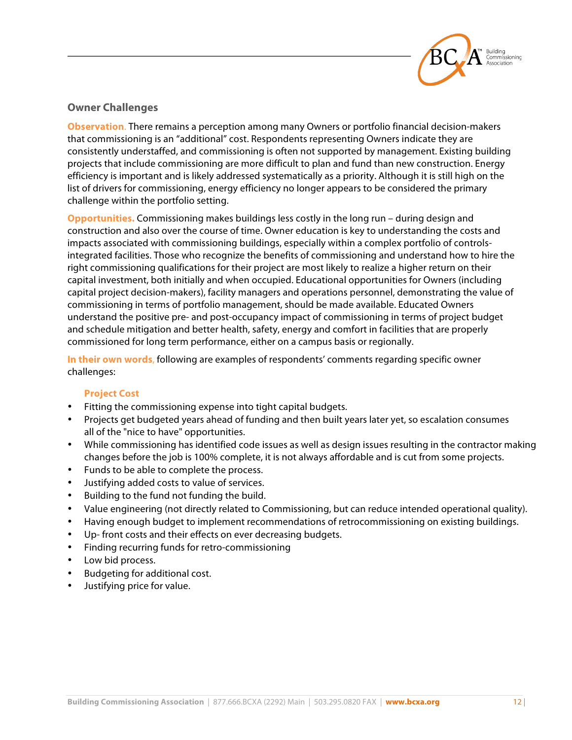## Owner Challenges

**Observation.** There remains a perception among many Owners or portfolio financial decision-makers that commissioning is an "additional" cost. Respondents representing Owners indicate they are consistently understaffed, and commissioning is often not supported by management. Existing building projects that include commissioning are more difficult to plan and fund than new construction. Energy efficiency is important and is likely addressed systematically as a priority. Although it is still high on the list of drivers for commissioning, energy efficiency no longer appears to be considered the primary challenge within the portfolio setting.

**Opportunities.** Commissioning makes buildings less costly in the long run – during design and construction and also over the course of time. Owner education is key to understanding the costs and impacts associated with commissioning buildings, especially within a complex portfolio of controls-integrated facilities. Those who recognize the benefits of commissioning and understand how to hire the right commissioning qualifications for their project are most likely to realize a higher return on their capital investment, both initially and when occupied. Educational opportunities for Owners (including capital project decision-makers), facility managers and operations personnel, demonstrating the value of commissioning in terms of portfolio management, should be made available. Educated Owners understand the positive pre- and post-occupancy impact of commissioning in terms of project budget and schedule mitigation and better health, safety, energy and comfort in facilities that are properly commissioned for long term performance, either on a campus basis or regionally.

**In their own words,** following are examples of respondents' comments regarding specific owner challenges:

### Project Cost

- Fitting the commissioning expense into tight capital budgets.
- Projects get budgeted years ahead of funding and then built years later yet, so escalation consumes all of the "nice to have" opportunities.
- While commissioning has identified code issues as well as design issues resulting in the contractor making changes before the job is 100% complete, it is not always affordable and is cut from some projects.
- Funds to be able to complete the process.
- Justifying added costs to value of services.
- Building to the fund not funding the build.
- Value engineering (not directly related to Commissioning, but can reduce intended operational quality).
- Having enough budget to implement recommendations of retrocommissioning on existing buildings.
- Up- front costs and their effects on ever decreasing budgets.
- Finding recurring funds for retro-commissioning
- Low bid process.
- Budgeting for additional cost.
- Justifying price for value.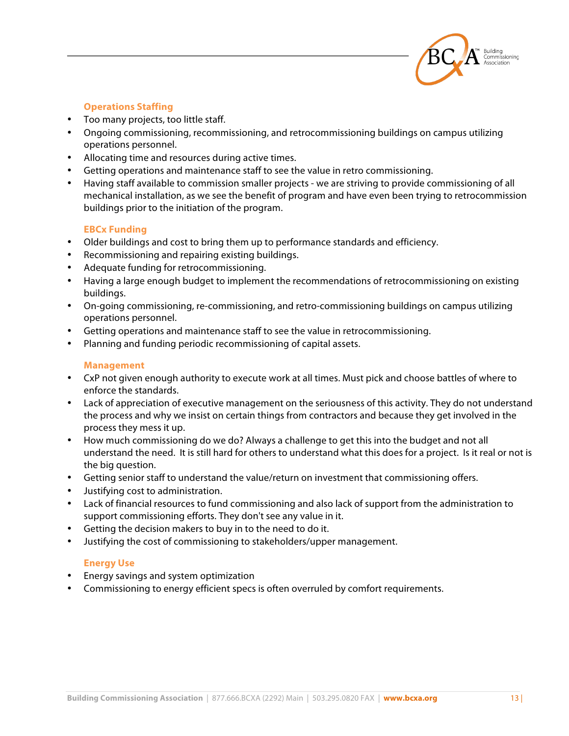### Operations Staffing

- Too many projects, too little staff.
- Ongoing commissioning, recommissioning, and retrocommissioning buildings on campus utilizing operations personnel.
- Allocating time and resources during active times.
- Getting operations and maintenance staff to see the value in retro commissioning.
- Having staff available to commission smaller projects - we are striving to provide commissioning of all mechanical installation, as we see the benefit of program and have even been trying to retrocommission buildings prior to the initiation of the program.

### EBCx Funding

- Older buildings and cost to bring them up to performance standards and efficiency.
- Recommissioning and repairing existing buildings.
- Adequate funding for retrocommissioning.
- Having a large enough budget to implement the recommendations of retrocommissioning on existing buildings.
- On-going commissioning, re-commissioning, and retro-commissioning buildings on campus utilizing operations personnel.
- Getting operations and maintenance staff to see the value in retrocommissioning.
- Planning and funding periodic recommissioning of capital assets.

### Management

- CxP not given enough authority to execute work at all times. Must pick and choose battles of where to enforce the standards.
- Lack of appreciation of executive management on the seriousness of this activity. They do not understand the process and why we insist on certain things from contractors and because they get involved in the process they mess it up.
- How much commissioning do we do? Always a challenge to get this into the budget and not all understand the need. It is still hard for others to understand what this does for a project. Is it real or not is the big question.
- Getting senior staff to understand the value/return on investment that commissioning offers.
- Justifying cost to administration.
- Lack of financial resources to fund commissioning and also lack of support from the administration to support commissioning efforts. They don't see any value in it.
- Getting the decision makers to buy in to the need to do it.
- Justifying the cost of commissioning to stakeholders/upper management.

### Energy Use

- Energy savings and system optimization
- Commissioning to energy efficient specs is often overruled by comfort requirements.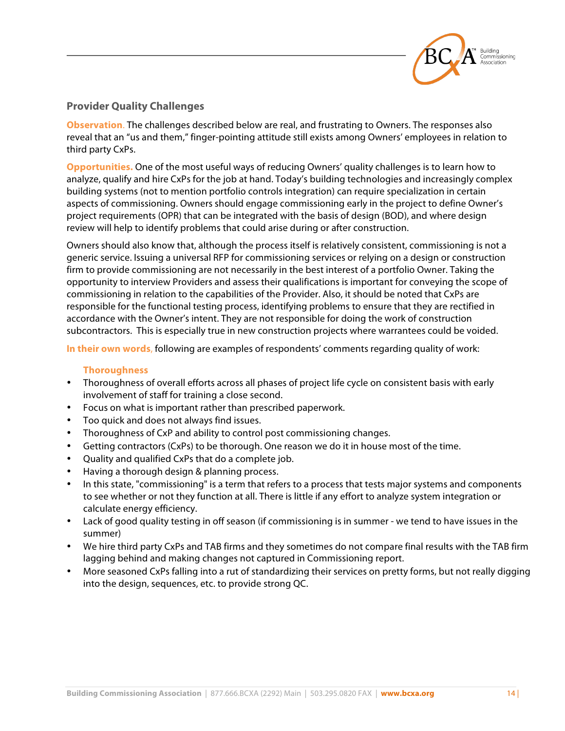## Provider Quality Challenges

**Observation.** The challenges described below are real, and frustrating to Owners. The responses also reveal that an "us and them," finger-pointing attitude still exists among Owners' employees in relation to third party CxPs.

**Opportunities.** One of the most useful ways of reducing Owners' quality challenges is to learn how to analyze, qualify and hire CxPs for the job at hand. Today's building technologies and increasingly complex building systems (not to mention portfolio controls integration) can require specialization in certain aspects of commissioning. Owners should engage commissioning early in the project to define Owner's project requirements (OPR) that can be integrated with the basis of design (BOD), and where design review will help to identify problems that could arise during or after construction.

Owners should also know that, although the process itself is relatively consistent, commissioning is not a generic service. Issuing a universal RFP for commissioning services or relying on a design or construction firm to provide commissioning are not necessarily in the best interest of a portfolio Owner. Taking the opportunity to interview Providers and assess their qualifications is important for conveying the scope of commissioning in relation to the capabilities of the Provider. Also, it should be noted that CxPs are responsible for the functional testing process, identifying problems to ensure that they are rectified in accordance with the Owner's intent. They are not responsible for doing the work of construction subcontractors. This is especially true in new construction projects where warrantees could be voided.

**In their own words,** following are examples of respondents' comments regarding quality of work:

### Thoroughness

- Thoroughness of overall efforts across all phases of project life cycle on consistent basis with early involvement of staff for training a close second.
- Focus on what is important rather than prescribed paperwork.
- Too quick and does not always find issues.
- Thoroughness of CxP and ability to control post commissioning changes.
- Getting contractors (CxPs) to be thorough. One reason we do it in house most of the time.
- Quality and qualified CxPs that do a complete job.
- Having a thorough design & planning process.
- In this state, "commissioning" is a term that refers to a process that tests major systems and components to see whether or not they function at all. There is little if any effort to analyze system integration or calculate energy efficiency.
- Lack of good quality testing in off season (if commissioning is in summer - we tend to have issues in the summer)
- We hire third party CxPs and TAB firms and they sometimes do not compare final results with the TAB firm lagging behind and making changes not captured in Commissioning report.
- More seasoned CxPs falling into a rut of standardizing their services on pretty forms, but not really digging into the design, sequences, etc. to provide strong QC.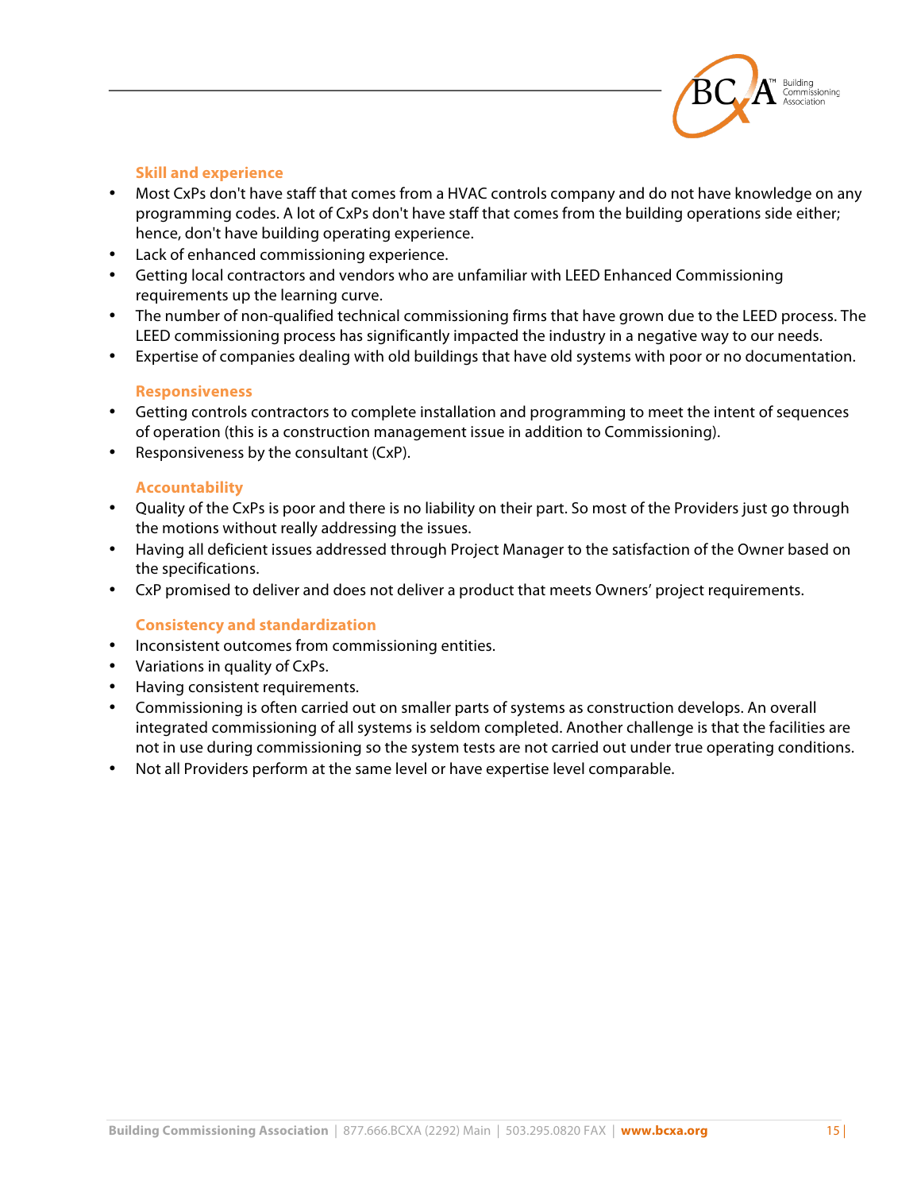### Skill and experience

- Most CxPs don't have staff that comes from a HVAC controls company and do not have knowledge on any programming codes. A lot of CxPs don't have staff that comes from the building operations side either; hence, don't have building operating experience.
- Lack of enhanced commissioning experience.
- Getting local contractors and vendors who are unfamiliar with LEED Enhanced Commissioning requirements up the learning curve.
- The number of non-qualified technical commissioning firms that have grown due to the LEED process. The LEED commissioning process has significantly impacted the industry in a negative way to our needs.
- Expertise of companies dealing with old buildings that have old systems with poor or no documentation.

### Responsiveness

- Getting controls contractors to complete installation and programming to meet the intent of sequences of operation (this is a construction management issue in addition to Commissioning).
- Responsiveness by the consultant (CxP).

### Accountability

- Quality of the CxPs is poor and there is no liability on their part. So most of the Providers just go through the motions without really addressing the issues.
- Having all deficient issues addressed through Project Manager to the satisfaction of the Owner based on the specifications.
- CxP promised to deliver and does not deliver a product that meets Owners' project requirements.

### Consistency and standardization

- Inconsistent outcomes from commissioning entities.
- Variations in quality of CxPs.
- Having consistent requirements.
- Commissioning is often carried out on smaller parts of systems as construction develops. An overall integrated commissioning of all systems is seldom completed. Another challenge is that the facilities are not in use during commissioning so the system tests are not carried out under true operating conditions.
- Not all Providers perform at the same level or have expertise level comparable.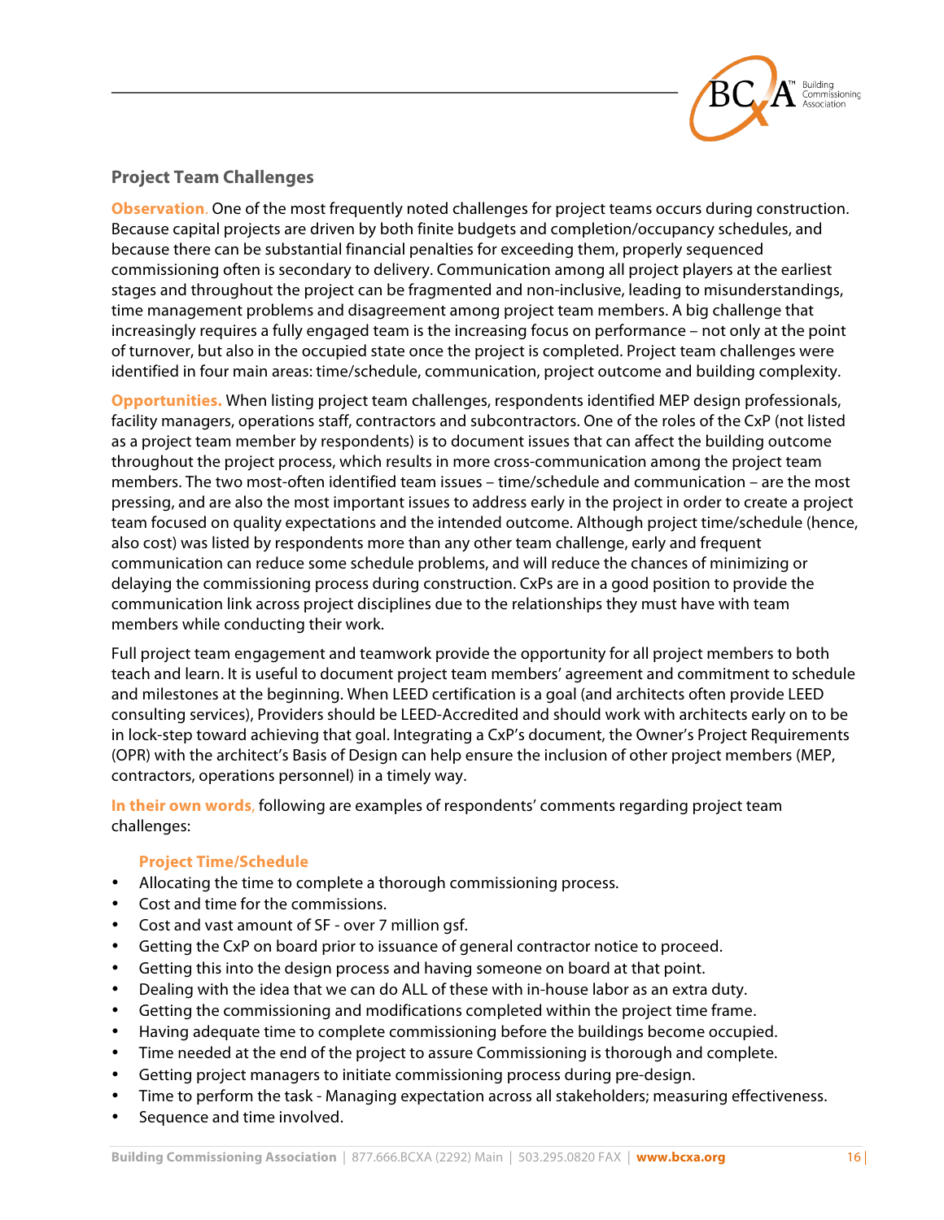## Project Team Challenges

**Observation.** One of the most frequently noted challenges for project teams occurs during construction. Because capital projects are driven by both finite budgets and completion/occupancy schedules, and because there can be substantial financial penalties for exceeding them, properly sequenced commissioning often is secondary to delivery. Communication among all project players at the earliest stages and throughout the project can be fragmented and non-inclusive, leading to misunderstandings, time management problems and disagreement among project team members. A big challenge that increasingly requires a fully engaged team is the increasing focus on performance – not only at the point of turnover, but also in the occupied state once the project is completed. Project team challenges were identified in four main areas: time/schedule, communication, project outcome and building complexity.

**Opportunities.** When listing project team challenges, respondents identified MEP design professionals, facility managers, operations staff, contractors and subcontractors. One of the roles of the CxP (not listed as a project team member by respondents) is to document issues that can affect the building outcome throughout the project process, which results in more cross-communication among the project team members. The two most-often identified team issues – time/schedule and communication – are the most pressing, and are also the most important issues to address early in the project in order to create a project team focused on quality expectations and the intended outcome. Although project time/schedule (hence, also cost) was listed by respondents more than any other team challenge, early and frequent communication can reduce some schedule problems, and will reduce the chances of minimizing or delaying the commissioning process during construction. CxPs are in a good position to provide the communication link across project disciplines due to the relationships they must have with team members while conducting their work.

Full project team engagement and teamwork provide the opportunity for all project members to both teach and learn. It is useful to document project team members' agreement and commitment to schedule and milestones at the beginning. When LEED certification is a goal (and architects often provide LEED consulting services), Providers should be LEED-Accredited and should work with architects early on to be in lock-step toward achieving that goal. Integrating a CxP's document, the Owner's Project Requirements (OPR) with the architect's Basis of Design can help ensure the inclusion of other project members (MEP, contractors, operations personnel) in a timely way.

**In their own words,** following are examples of respondents' comments regarding project team challenges:

### Project Time/Schedule

- Allocating the time to complete a thorough commissioning process.
- Cost and time for the commissions.
- Cost and vast amount of SF - over 7 million gsf.
- Getting the CxP on board prior to issuance of general contractor notice to proceed.
- Getting this into the design process and having someone on board at that point.
- Dealing with the idea that we can do ALL of these with in-house labor as an extra duty.
- Getting the commissioning and modifications completed within the project time frame.
- Having adequate time to complete commissioning before the buildings become occupied.
- Time needed at the end of the project to assure Commissioning is thorough and complete.
- Getting project managers to initiate commissioning process during pre-design.
- Time to perform the task - Managing expectation across all stakeholders; measuring effectiveness.
- Sequence and time involved.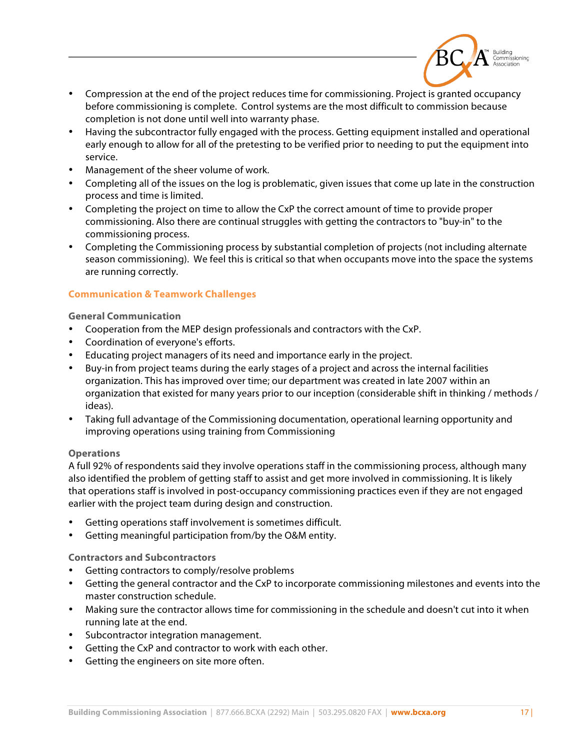- Compression at the end of the project reduces time for commissioning. Project is granted occupancy before commissioning is complete. Control systems are the most difficult to commission because completion is not done until well into warranty phase.
- Having the subcontractor fully engaged with the process. Getting equipment installed and operational early enough to allow for all of the pretesting to be verified prior to needing to put the equipment into service.
- Management of the sheer volume of work.
- Completing all of the issues on the log is problematic, given issues that come up late in the construction process and time is limited.
- Completing the project on time to allow the CxP the correct amount of time to provide proper commissioning. Also there are continual struggles with getting the contractors to "buy-in" to the commissioning process.
- Completing the Commissioning process by substantial completion of projects (not including alternate season commissioning). We feel this is critical so that when occupants move into the space the systems are running correctly.

## Communication & Teamwork Challenges

### General Communication

- Cooperation from the MEP design professionals and contractors with the CxP.
- Coordination of everyone's efforts.
- Educating project managers of its need and importance early in the project.
- Buy-in from project teams during the early stages of a project and across the internal facilities organization. This has improved over time; our department was created in late 2007 within an organization that existed for many years prior to our inception (considerable shift in thinking / methods / ideas).
- Taking full advantage of the Commissioning documentation, operational learning opportunity and improving operations using training from Commissioning

### Operations

A full 92% of respondents said they involve operations staff in the commissioning process, although many also identified the problem of getting staff to assist and get more involved in commissioning. It is likely that operations staff is involved in post-occupancy commissioning practices even if they are not engaged earlier with the project team during design and construction.

- Getting operations staff involvement is sometimes difficult.
- Getting meaningful participation from/by the O&M entity.

### Contractors and Subcontractors

- Getting contractors to comply/resolve problems
- Getting the general contractor and the CxP to incorporate commissioning milestones and events into the master construction schedule.
- Making sure the contractor allows time for commissioning in the schedule and doesn't cut into it when running late at the end.
- Subcontractor integration management.
- Getting the CxP and contractor to work with each other.
- Getting the engineers on site more often.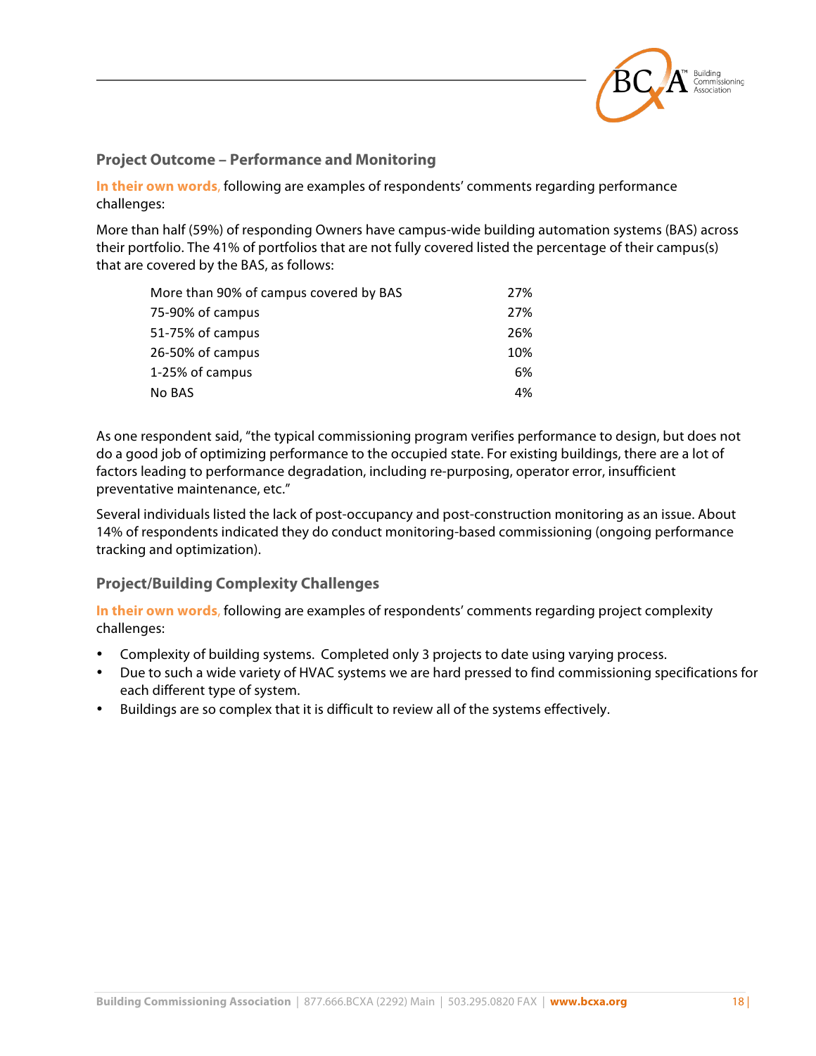### Project Outcome – Performance and Monitoring

**In their own words,** following are examples of respondents' comments regarding performance challenges:

More than half (59%) of responding Owners have campus-wide building automation systems (BAS) across their portfolio. The 41% of portfolios that are not fully covered listed the percentage of their campus(s) that are covered by the BAS, as follows:

| | |
|---|---|
| More than 90% of campus covered by BAS | 27% |
| 75-90% of campus | 27% |
| 51-75% of campus | 26% |
| 26-50% of campus | 10% |
| 1-25% of campus | 6% |
| No BAS | 4% |

As one respondent said, "the typical commissioning program verifies performance to design, but does not do a good job of optimizing performance to the occupied state. For existing buildings, there are a lot of factors leading to performance degradation, including re-purposing, operator error, insufficient preventative maintenance, etc."

Several individuals listed the lack of post-occupancy and post-construction monitoring as an issue. About 14% of respondents indicated they do conduct monitoring-based commissioning (ongoing performance tracking and optimization).

### Project/Building Complexity Challenges

**In their own words,** following are examples of respondents' comments regarding project complexity challenges:

- Complexity of building systems. Completed only 3 projects to date using varying process.
- Due to such a wide variety of HVAC systems we are hard pressed to find commissioning specifications for each different type of system.
- Buildings are so complex that it is difficult to review all of the systems effectively.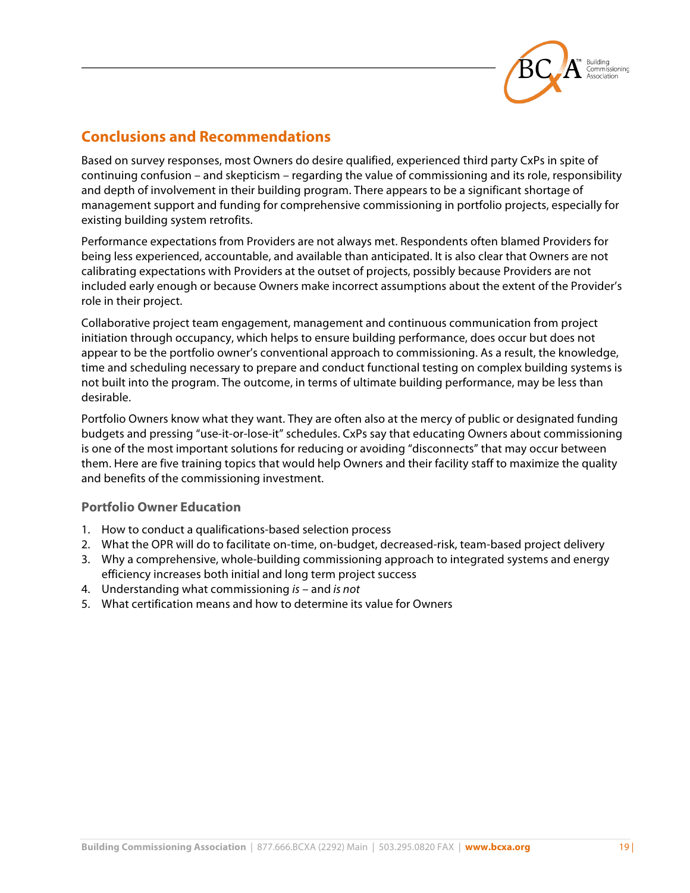## Conclusions and Recommendations

Based on survey responses, most Owners do desire qualified, experienced third party CxPs in spite of continuing confusion – and skepticism – regarding the value of commissioning and its role, responsibility and depth of involvement in their building program. There appears to be a significant shortage of management support and funding for comprehensive commissioning in portfolio projects, especially for existing building system retrofits.

Performance expectations from Providers are not always met. Respondents often blamed Providers for being less experienced, accountable, and available than anticipated. It is also clear that Owners are not calibrating expectations with Providers at the outset of projects, possibly because Providers are not included early enough or because Owners make incorrect assumptions about the extent of the Provider's role in their project.

Collaborative project team engagement, management and continuous communication from project initiation through occupancy, which helps to ensure building performance, does occur but does not appear to be the portfolio owner's conventional approach to commissioning. As a result, the knowledge, time and scheduling necessary to prepare and conduct functional testing on complex building systems is not built into the program. The outcome, in terms of ultimate building performance, may be less than desirable.

Portfolio Owners know what they want. They are often also at the mercy of public or designated funding budgets and pressing "use-it-or-lose-it" schedules. CxPs say that educating Owners about commissioning is one of the most important solutions for reducing or avoiding "disconnects" that may occur between them. Here are five training topics that would help Owners and their facility staff to maximize the quality and benefits of the commissioning investment.

### Portfolio Owner Education

1. How to conduct a qualifications-based selection process
2. What the OPR will do to facilitate on-time, on-budget, decreased-risk, team-based project delivery
3. Why a comprehensive, whole-building commissioning approach to integrated systems and energy efficiency increases both initial and long term project success
4. Understanding what commissioning *is* – and *is not*
5. What certification means and how to determine its value for Owners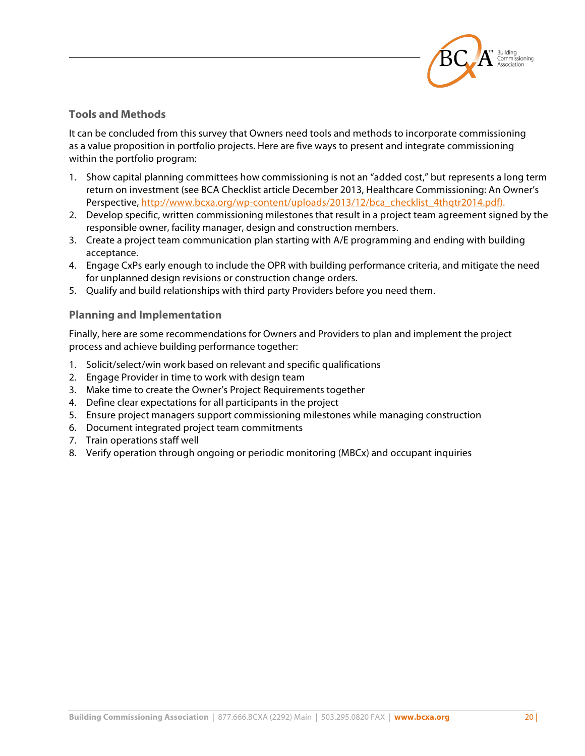## Tools and Methods

It can be concluded from this survey that Owners need tools and methods to incorporate commissioning as a value proposition in portfolio projects. Here are five ways to present and integrate commissioning within the portfolio program:

1. Show capital planning committees how commissioning is not an "added cost," but represents a long term return on investment (see BCA Checklist article December 2013, Healthcare Commissioning: An Owner's Perspective, http://www.bcxa.org/wp-content/uploads/2013/12/bca_checklist_4thqtr2014.pdf).
2. Develop specific, written commissioning milestones that result in a project team agreement signed by the responsible owner, facility manager, design and construction members.
3. Create a project team communication plan starting with A/E programming and ending with building acceptance.
4. Engage CxPs early enough to include the OPR with building performance criteria, and mitigate the need for unplanned design revisions or construction change orders.
5. Qualify and build relationships with third party Providers before you need them.

## Planning and Implementation

Finally, here are some recommendations for Owners and Providers to plan and implement the project process and achieve building performance together:

1. Solicit/select/win work based on relevant and specific qualifications
2. Engage Provider in time to work with design team
3. Make time to create the Owner's Project Requirements together
4. Define clear expectations for all participants in the project
5. Ensure project managers support commissioning milestones while managing construction
6. Document integrated project team commitments
7. Train operations staff well
8. Verify operation through ongoing or periodic monitoring (MBCx) and occupant inquiries